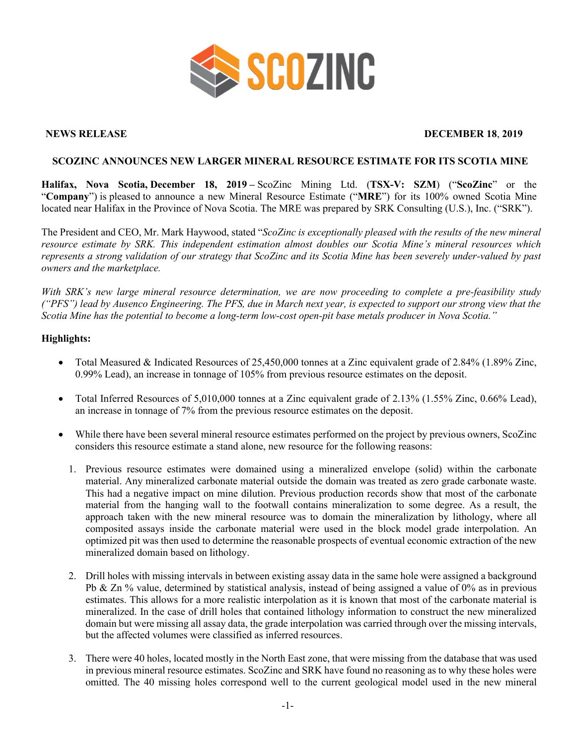SCOZINC

**NEWS RELEASE** **DECEMBER 18, 2019**

## SCOZINC ANNOUNCES NEW LARGER MINERAL RESOURCE ESTIMATE FOR ITS SCOTIA MINE

**Halifax, Nova Scotia, December 18, 2019 –** ScoZinc Mining Ltd. (**TSX-V: SZM**) ("**ScoZinc**" or the "**Company**") is pleased to announce a new Mineral Resource Estimate ("**MRE**") for its 100% owned Scotia Mine located near Halifax in the Province of Nova Scotia. The MRE was prepared by SRK Consulting (U.S.), Inc. ("SRK").

The President and CEO, Mr. Mark Haywood, stated "*ScoZinc is exceptionally pleased with the results of the new mineral resource estimate by SRK. This independent estimation almost doubles our Scotia Mine's mineral resources which represents a strong validation of our strategy that ScoZinc and its Scotia Mine has been severely under-valued by past owners and the marketplace.*

*With SRK's new large mineral resource determination, we are now proceeding to complete a pre-feasibility study ("PFS") lead by Ausenco Engineering. The PFS, due in March next year, is expected to support our strong view that the Scotia Mine has the potential to become a long-term low-cost open-pit base metals producer in Nova Scotia."*

**Highlights:**

- Total Measured & Indicated Resources of 25,450,000 tonnes at a Zinc equivalent grade of 2.84% (1.89% Zinc, 0.99% Lead), an increase in tonnage of 105% from previous resource estimates on the deposit.
- Total Inferred Resources of 5,010,000 tonnes at a Zinc equivalent grade of 2.13% (1.55% Zinc, 0.66% Lead), an increase in tonnage of 7% from the previous resource estimates on the deposit.
- While there have been several mineral resource estimates performed on the project by previous owners, ScoZinc considers this resource estimate a stand alone, new resource for the following reasons:

  1. Previous resource estimates were domained using a mineralized envelope (solid) within the carbonate material. Any mineralized carbonate material outside the domain was treated as zero grade carbonate waste. This had a negative impact on mine dilution. Previous production records show that most of the carbonate material from the hanging wall to the footwall contains mineralization to some degree. As a result, the approach taken with the new mineral resource was to domain the mineralization by lithology, where all composited assays inside the carbonate material were used in the block model grade interpolation. An optimized pit was then used to determine the reasonable prospects of eventual economic extraction of the new mineralized domain based on lithology.
  2. Drill holes with missing intervals in between existing assay data in the same hole were assigned a background Pb & Zn % value, determined by statistical analysis, instead of being assigned a value of 0% as in previous estimates. This allows for a more realistic interpolation as it is known that most of the carbonate material is mineralized. In the case of drill holes that contained lithology information to construct the new mineralized domain but were missing all assay data, the grade interpolation was carried through over the missing intervals, but the affected volumes were classified as inferred resources.
  3. There were 40 holes, located mostly in the North East zone, that were missing from the database that was used in previous mineral resource estimates. ScoZinc and SRK have found no reasoning as to why these holes were omitted. The 40 missing holes correspond well to the current geological model used in the new mineral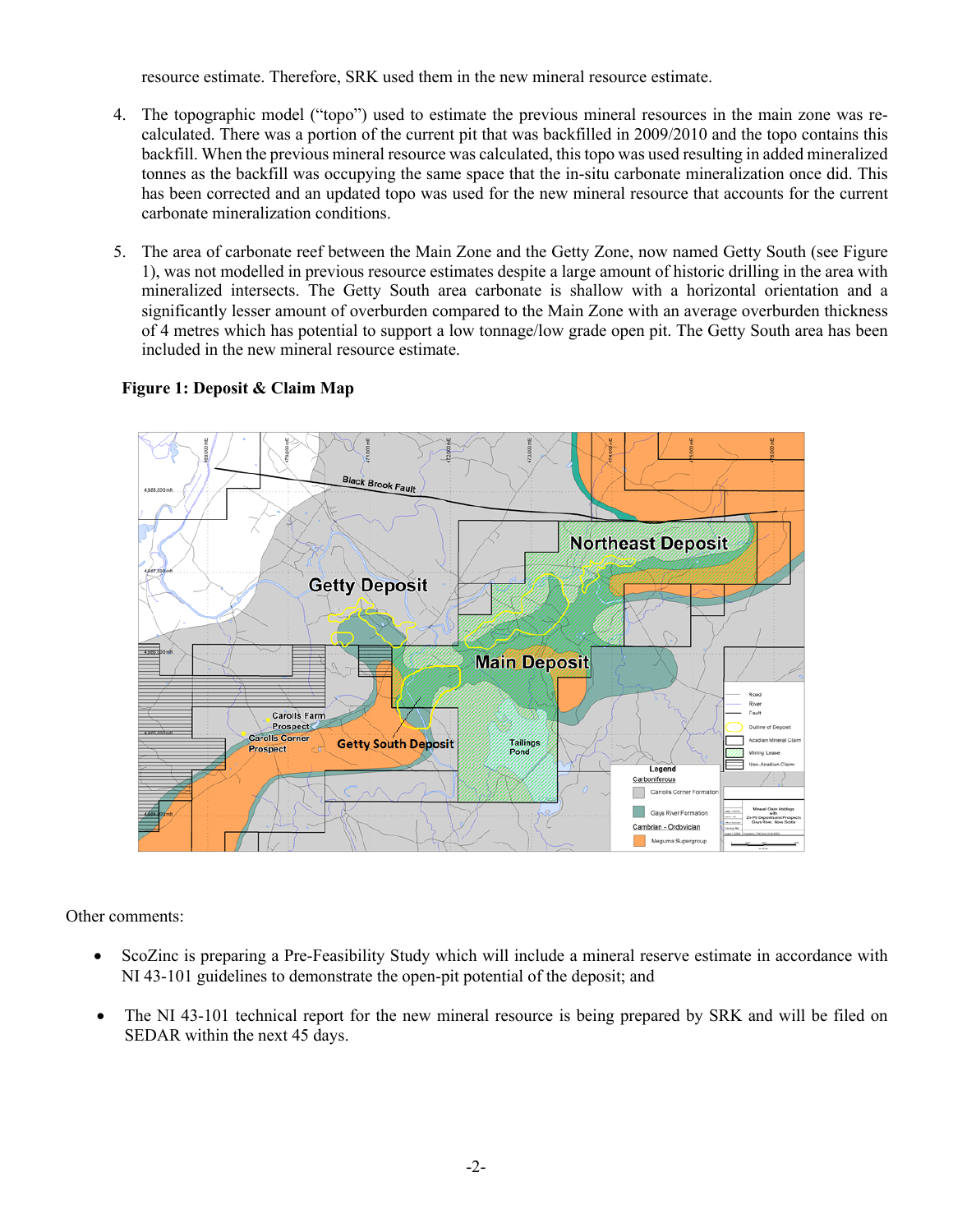resource estimate. Therefore, SRK used them in the new mineral resource estimate.

4. The topographic model ("topo") used to estimate the previous mineral resources in the main zone was re-calculated. There was a portion of the current pit that was backfilled in 2009/2010 and the topo contains this backfill. When the previous mineral resource was calculated, this topo was used resulting in added mineralized tonnes as the backfill was occupying the same space that the in-situ carbonate mineralization once did. This has been corrected and an updated topo was used for the new mineral resource that accounts for the current carbonate mineralization conditions.

5. The area of carbonate reef between the Main Zone and the Getty Zone, now named Getty South (see Figure 1), was not modelled in previous resource estimates despite a large amount of historic drilling in the area with mineralized intersects. The Getty South area carbonate is shallow with a horizontal orientation and a significantly lesser amount of overburden compared to the Main Zone with an average overburden thickness of 4 metres which has potential to support a low tonnage/low grade open pit. The Getty South area has been included in the new mineral resource estimate.

**Figure 1: Deposit & Claim Map**

Other comments:

- ScoZinc is preparing a Pre-Feasibility Study which will include a mineral reserve estimate in accordance with NI 43-101 guidelines to demonstrate the open-pit potential of the deposit; and
- The NI 43-101 technical report for the new mineral resource is being prepared by SRK and will be filed on SEDAR within the next 45 days.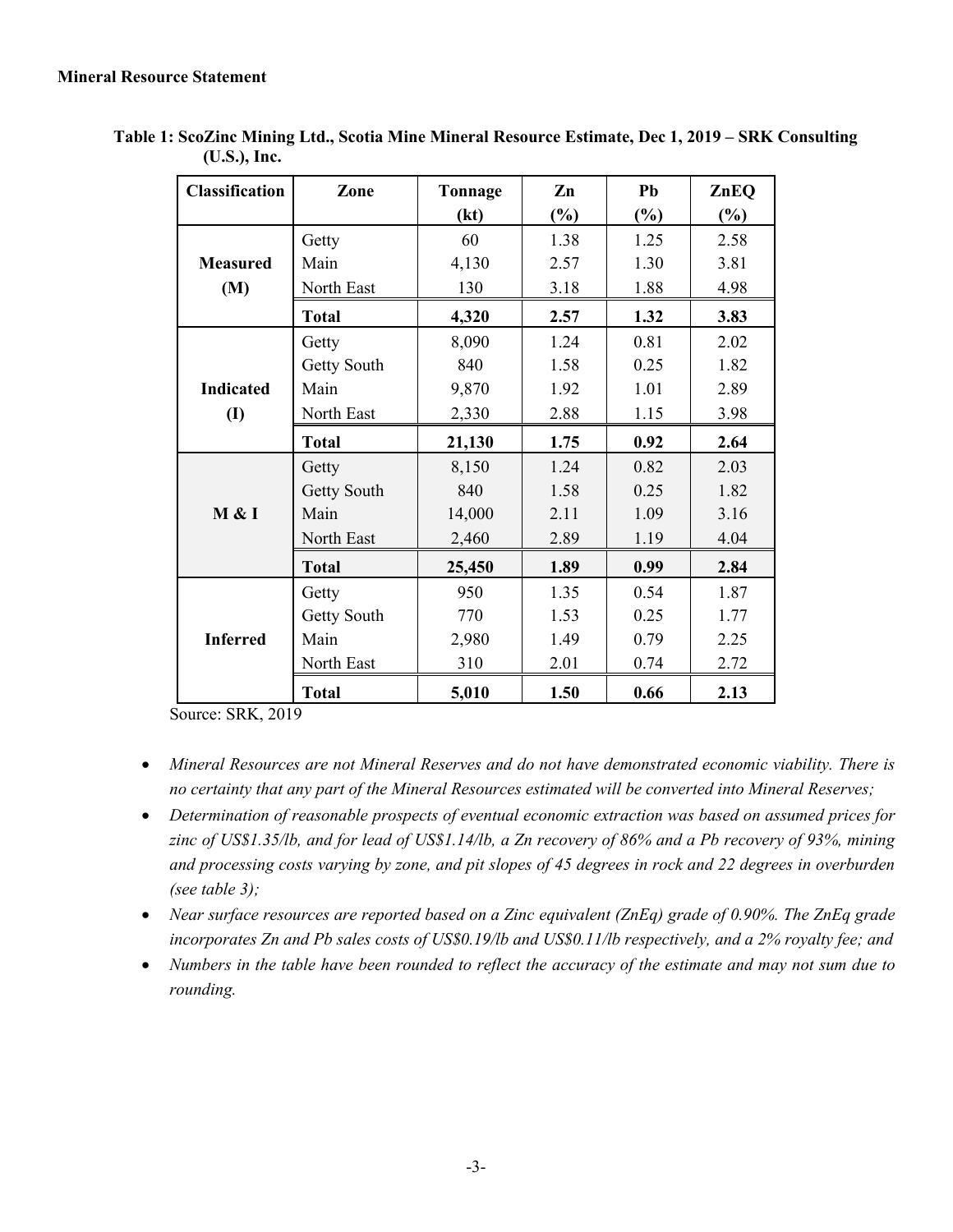**Mineral Resource Statement**

**Table 1: ScoZinc Mining Ltd., Scotia Mine Mineral Resource Estimate, Dec 1, 2019 – SRK Consulting (U.S.), Inc.**

| Classification | Zone | Tonnage (kt) | Zn (%) | Pb (%) | ZnEQ (%) |
|---|---|---|---|---|---|
| **Measured (M)** | Getty | 60 | 1.38 | 1.25 | 2.58 |
| | Main | 4,130 | 2.57 | 1.30 | 3.81 |
| | North East | 130 | 3.18 | 1.88 | 4.98 |
| | **Total** | **4,320** | **2.57** | **1.32** | **3.83** |
| **Indicated (I)** | Getty | 8,090 | 1.24 | 0.81 | 2.02 |
| | Getty South | 840 | 1.58 | 0.25 | 1.82 |
| | Main | 9,870 | 1.92 | 1.01 | 2.89 |
| | North East | 2,330 | 2.88 | 1.15 | 3.98 |
| | **Total** | **21,130** | **1.75** | **0.92** | **2.64** |
| **M & I** | Getty | 8,150 | 1.24 | 0.82 | 2.03 |
| | Getty South | 840 | 1.58 | 0.25 | 1.82 |
| | Main | 14,000 | 2.11 | 1.09 | 3.16 |
| | North East | 2,460 | 2.89 | 1.19 | 4.04 |
| | **Total** | **25,450** | **1.89** | **0.99** | **2.84** |
| **Inferred** | Getty | 950 | 1.35 | 0.54 | 1.87 |
| | Getty South | 770 | 1.53 | 0.25 | 1.77 |
| | Main | 2,980 | 1.49 | 0.79 | 2.25 |
| | North East | 310 | 2.01 | 0.74 | 2.72 |
| | **Total** | **5,010** | **1.50** | **0.66** | **2.13** |

Source: SRK, 2019

- *Mineral Resources are not Mineral Reserves and do not have demonstrated economic viability. There is no certainty that any part of the Mineral Resources estimated will be converted into Mineral Reserves;*
- *Determination of reasonable prospects of eventual economic extraction was based on assumed prices for zinc of US$1.35/lb, and for lead of US$1.14/lb, a Zn recovery of 86% and a Pb recovery of 93%, mining and processing costs varying by zone, and pit slopes of 45 degrees in rock and 22 degrees in overburden (see table 3);*
- *Near surface resources are reported based on a Zinc equivalent (ZnEq) grade of 0.90%. The ZnEq grade incorporates Zn and Pb sales costs of US$0.19/lb and US$0.11/lb respectively, and a 2% royalty fee; and*
- *Numbers in the table have been rounded to reflect the accuracy of the estimate and may not sum due to rounding.*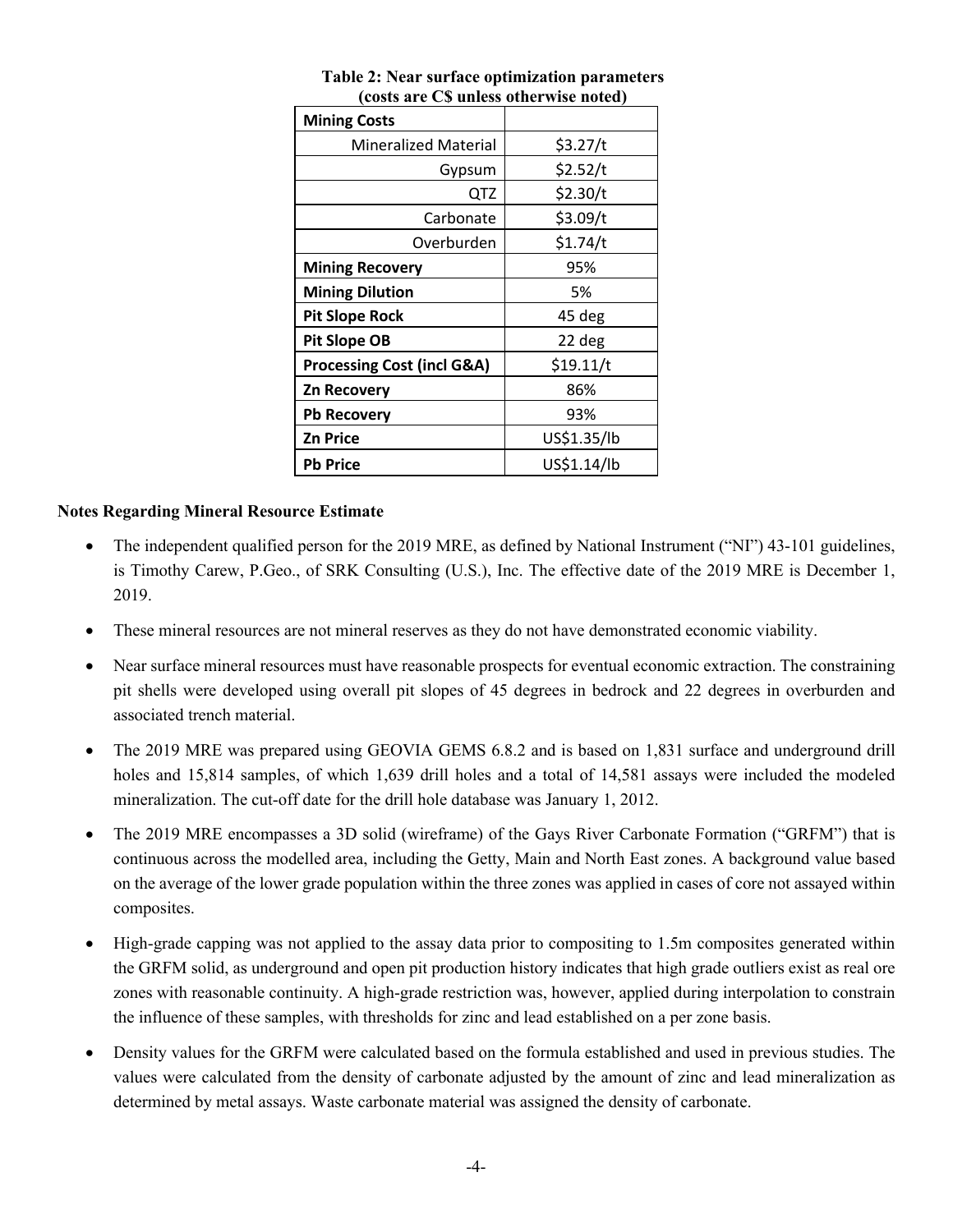**Table 2: Near surface optimization parameters (costs are C$ unless otherwise noted)**

| **Mining Costs** | |
|---|---|
| Mineralized Material | $3.27/t |
| Gypsum | $2.52/t |
| QTZ | $2.30/t |
| Carbonate | $3.09/t |
| Overburden | $1.74/t |
| **Mining Recovery** | 95% |
| **Mining Dilution** | 5% |
| **Pit Slope Rock** | 45 deg |
| **Pit Slope OB** | 22 deg |
| **Processing Cost (incl G&A)** | $19.11/t |
| **Zn Recovery** | 86% |
| **Pb Recovery** | 93% |
| **Zn Price** | US$1.35/lb |
| **Pb Price** | US$1.14/lb |

**Notes Regarding Mineral Resource Estimate**

- The independent qualified person for the 2019 MRE, as defined by National Instrument ("NI") 43-101 guidelines, is Timothy Carew, P.Geo., of SRK Consulting (U.S.), Inc. The effective date of the 2019 MRE is December 1, 2019.
- These mineral resources are not mineral reserves as they do not have demonstrated economic viability.
- Near surface mineral resources must have reasonable prospects for eventual economic extraction. The constraining pit shells were developed using overall pit slopes of 45 degrees in bedrock and 22 degrees in overburden and associated trench material.
- The 2019 MRE was prepared using GEOVIA GEMS 6.8.2 and is based on 1,831 surface and underground drill holes and 15,814 samples, of which 1,639 drill holes and a total of 14,581 assays were included the modeled mineralization. The cut-off date for the drill hole database was January 1, 2012.
- The 2019 MRE encompasses a 3D solid (wireframe) of the Gays River Carbonate Formation ("GRFM") that is continuous across the modelled area, including the Getty, Main and North East zones. A background value based on the average of the lower grade population within the three zones was applied in cases of core not assayed within composites.
- High-grade capping was not applied to the assay data prior to compositing to 1.5m composites generated within the GRFM solid, as underground and open pit production history indicates that high grade outliers exist as real ore zones with reasonable continuity. A high-grade restriction was, however, applied during interpolation to constrain the influence of these samples, with thresholds for zinc and lead established on a per zone basis.
- Density values for the GRFM were calculated based on the formula established and used in previous studies. The values were calculated from the density of carbonate adjusted by the amount of zinc and lead mineralization as determined by metal assays. Waste carbonate material was assigned the density of carbonate.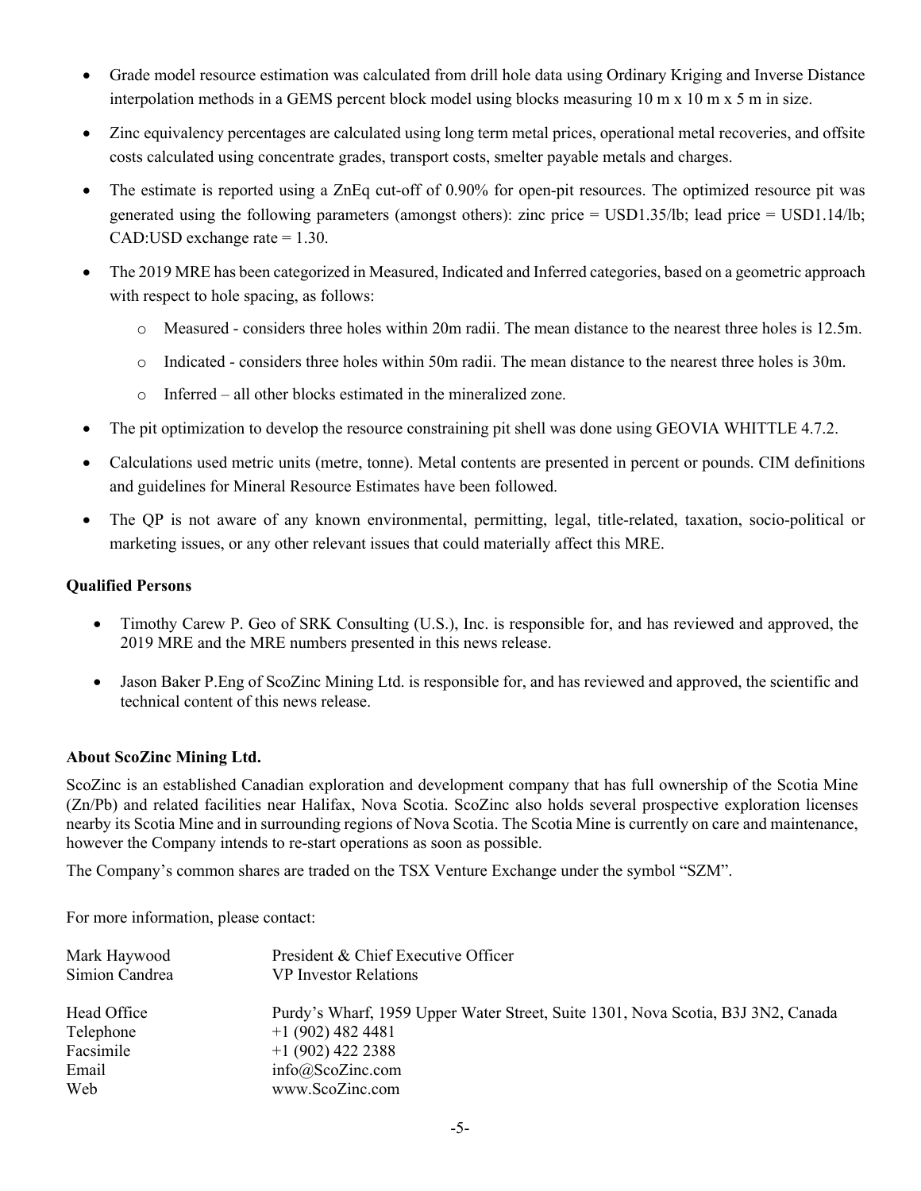- Grade model resource estimation was calculated from drill hole data using Ordinary Kriging and Inverse Distance interpolation methods in a GEMS percent block model using blocks measuring 10 m x 10 m x 5 m in size.
- Zinc equivalency percentages are calculated using long term metal prices, operational metal recoveries, and offsite costs calculated using concentrate grades, transport costs, smelter payable metals and charges.
- The estimate is reported using a ZnEq cut-off of 0.90% for open-pit resources. The optimized resource pit was generated using the following parameters (amongst others): zinc price = USD1.35/lb; lead price = USD1.14/lb; CAD:USD exchange rate = 1.30.
- The 2019 MRE has been categorized in Measured, Indicated and Inferred categories, based on a geometric approach with respect to hole spacing, as follows:
  - Measured - considers three holes within 20m radii. The mean distance to the nearest three holes is 12.5m.
  - Indicated - considers three holes within 50m radii. The mean distance to the nearest three holes is 30m.
  - Inferred – all other blocks estimated in the mineralized zone.
- The pit optimization to develop the resource constraining pit shell was done using GEOVIA WHITTLE 4.7.2.
- Calculations used metric units (metre, tonne). Metal contents are presented in percent or pounds. CIM definitions and guidelines for Mineral Resource Estimates have been followed.
- The QP is not aware of any known environmental, permitting, legal, title-related, taxation, socio-political or marketing issues, or any other relevant issues that could materially affect this MRE.

**Qualified Persons**

- Timothy Carew P. Geo of SRK Consulting (U.S.), Inc. is responsible for, and has reviewed and approved, the 2019 MRE and the MRE numbers presented in this news release.
- Jason Baker P.Eng of ScoZinc Mining Ltd. is responsible for, and has reviewed and approved, the scientific and technical content of this news release.

**About ScoZinc Mining Ltd.**

ScoZinc is an established Canadian exploration and development company that has full ownership of the Scotia Mine (Zn/Pb) and related facilities near Halifax, Nova Scotia. ScoZinc also holds several prospective exploration licenses nearby its Scotia Mine and in surrounding regions of Nova Scotia. The Scotia Mine is currently on care and maintenance, however the Company intends to re-start operations as soon as possible.

The Company's common shares are traded on the TSX Venture Exchange under the symbol "SZM".

For more information, please contact:

| | |
|---|---|
| Mark Haywood | President & Chief Executive Officer |
| Simion Candrea | VP Investor Relations |
| Head Office | Purdy's Wharf, 1959 Upper Water Street, Suite 1301, Nova Scotia, B3J 3N2, Canada |
| Telephone | +1 (902) 482 4481 |
| Facsimile | +1 (902) 422 2388 |
| Email | info@ScoZinc.com |
| Web | www.ScoZinc.com |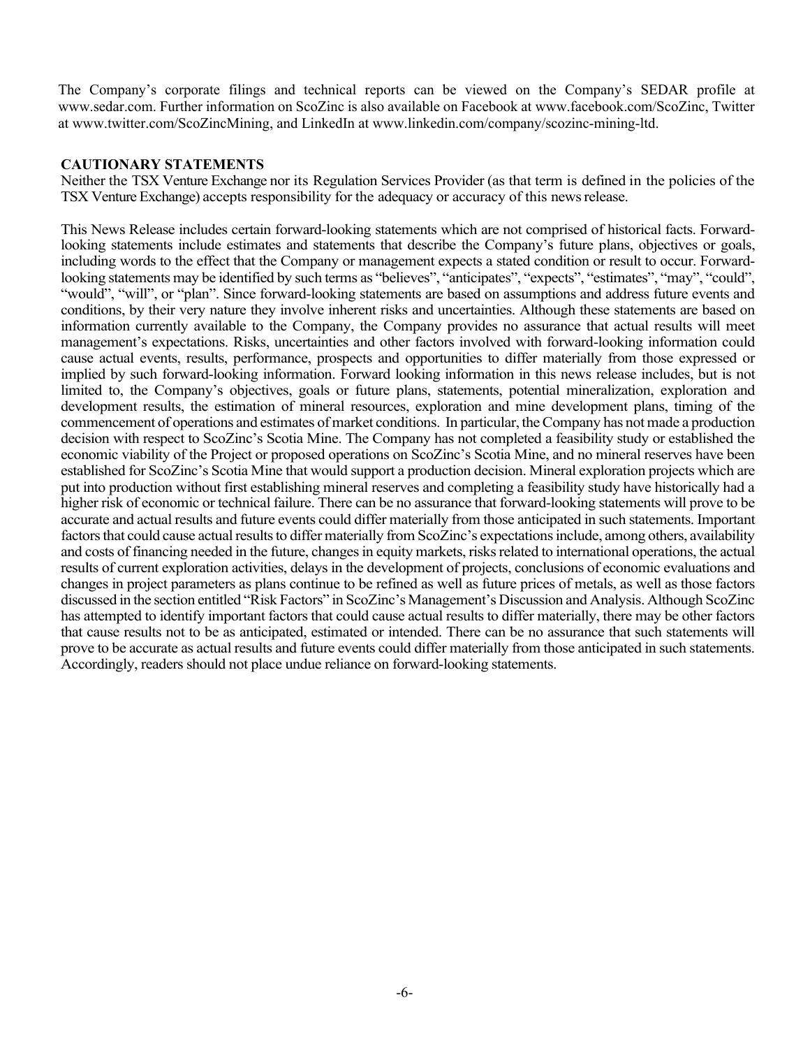The Company's corporate filings and technical reports can be viewed on the Company's SEDAR profile at www.sedar.com. Further information on ScoZinc is also available on Facebook at www.facebook.com/ScoZinc, Twitter at www.twitter.com/ScoZincMining, and LinkedIn at www.linkedin.com/company/scozinc-mining-ltd.

**CAUTIONARY STATEMENTS**

Neither the TSX Venture Exchange nor its Regulation Services Provider (as that term is defined in the policies of the TSX Venture Exchange) accepts responsibility for the adequacy or accuracy of this news release.

This News Release includes certain forward-looking statements which are not comprised of historical facts. Forward-looking statements include estimates and statements that describe the Company's future plans, objectives or goals, including words to the effect that the Company or management expects a stated condition or result to occur. Forward-looking statements may be identified by such terms as "believes", "anticipates", "expects", "estimates", "may", "could", "would", "will", or "plan". Since forward-looking statements are based on assumptions and address future events and conditions, by their very nature they involve inherent risks and uncertainties. Although these statements are based on information currently available to the Company, the Company provides no assurance that actual results will meet management's expectations. Risks, uncertainties and other factors involved with forward-looking information could cause actual events, results, performance, prospects and opportunities to differ materially from those expressed or implied by such forward-looking information. Forward looking information in this news release includes, but is not limited to, the Company's objectives, goals or future plans, statements, potential mineralization, exploration and development results, the estimation of mineral resources, exploration and mine development plans, timing of the commencement of operations and estimates of market conditions. In particular, the Company has not made a production decision with respect to ScoZinc's Scotia Mine. The Company has not completed a feasibility study or established the economic viability of the Project or proposed operations on ScoZinc's Scotia Mine, and no mineral reserves have been established for ScoZinc's Scotia Mine that would support a production decision. Mineral exploration projects which are put into production without first establishing mineral reserves and completing a feasibility study have historically had a higher risk of economic or technical failure. There can be no assurance that forward-looking statements will prove to be accurate and actual results and future events could differ materially from those anticipated in such statements. Important factors that could cause actual results to differ materially from ScoZinc's expectations include, among others, availability and costs of financing needed in the future, changes in equity markets, risks related to international operations, the actual results of current exploration activities, delays in the development of projects, conclusions of economic evaluations and changes in project parameters as plans continue to be refined as well as future prices of metals, as well as those factors discussed in the section entitled "Risk Factors" in ScoZinc's Management's Discussion and Analysis. Although ScoZinc has attempted to identify important factors that could cause actual results to differ materially, there may be other factors that cause results not to be as anticipated, estimated or intended. There can be no assurance that such statements will prove to be accurate as actual results and future events could differ materially from those anticipated in such statements. Accordingly, readers should not place undue reliance on forward-looking statements.